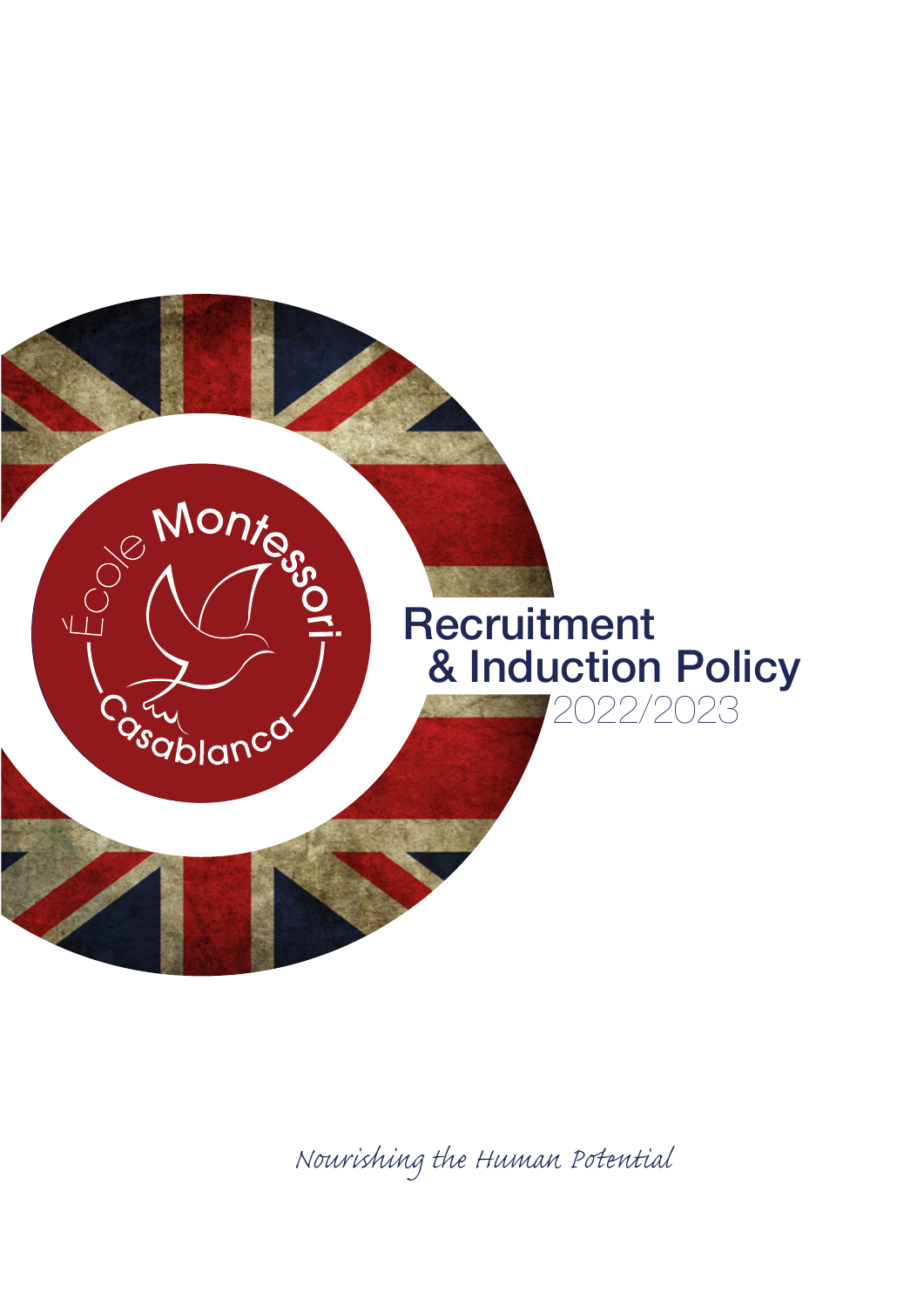École Montessori Casablanca

# Recruitment & Induction Policy

2022/2023

*Nourishing the Human Potential*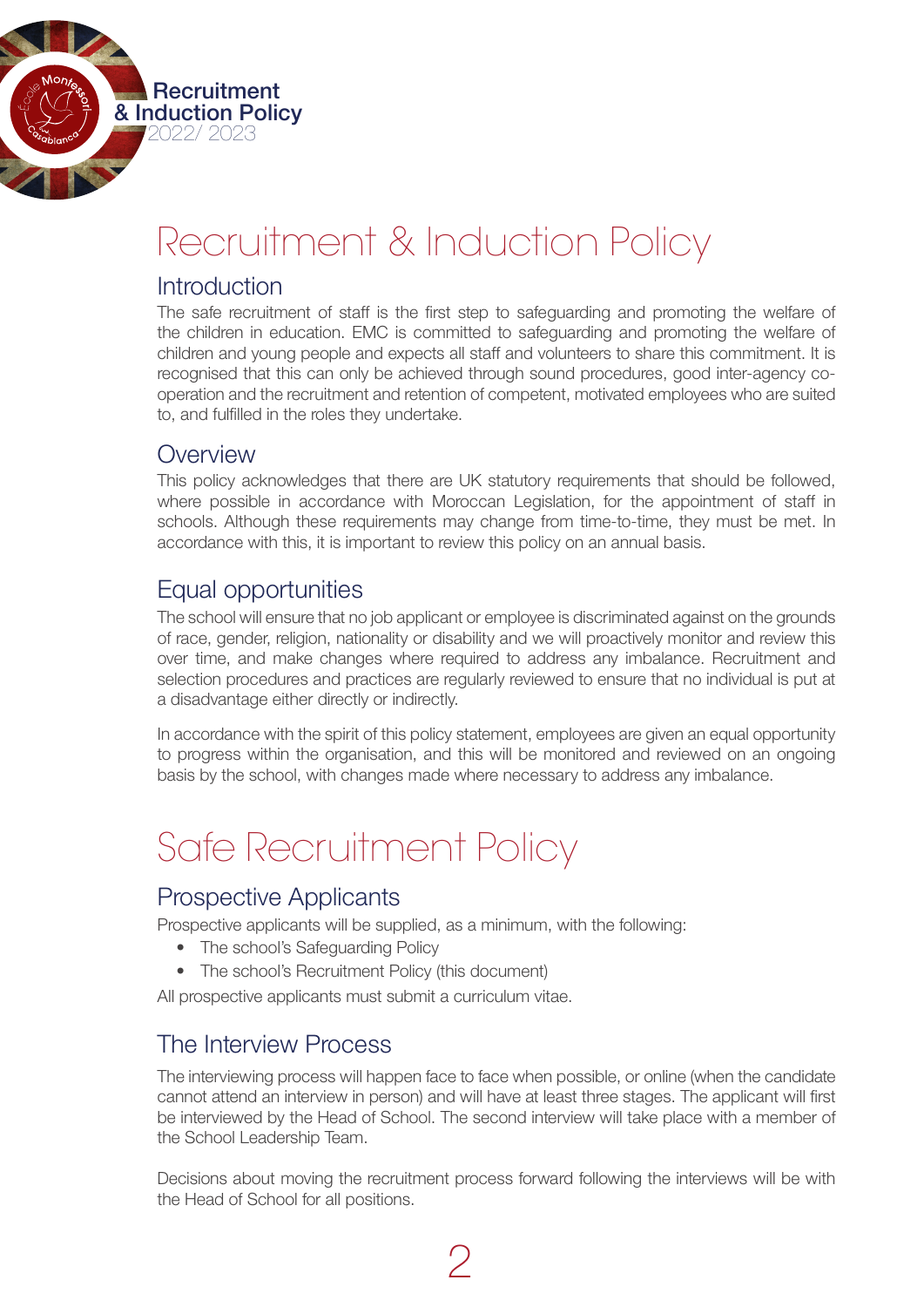# Recruitment & Induction Policy

## Introduction

The safe recruitment of staff is the first step to safeguarding and promoting the welfare of the children in education. EMC is committed to safeguarding and promoting the welfare of children and young people and expects all staff and volunteers to share this commitment. It is recognised that this can only be achieved through sound procedures, good inter-agency co-operation and the recruitment and retention of competent, motivated employees who are suited to, and fulfilled in the roles they undertake.

## Overview

This policy acknowledges that there are UK statutory requirements that should be followed, where possible in accordance with Moroccan Legislation, for the appointment of staff in schools. Although these requirements may change from time-to-time, they must be met. In accordance with this, it is important to review this policy on an annual basis.

## Equal opportunities

The school will ensure that no job applicant or employee is discriminated against on the grounds of race, gender, religion, nationality or disability and we will proactively monitor and review this over time, and make changes where required to address any imbalance. Recruitment and selection procedures and practices are regularly reviewed to ensure that no individual is put at a disadvantage either directly or indirectly.

In accordance with the spirit of this policy statement, employees are given an equal opportunity to progress within the organisation, and this will be monitored and reviewed on an ongoing basis by the school, with changes made where necessary to address any imbalance.

# Safe Recruitment Policy

## Prospective Applicants

Prospective applicants will be supplied, as a minimum, with the following:

- The school's Safeguarding Policy
- The school's Recruitment Policy (this document)

All prospective applicants must submit a curriculum vitae.

## The Interview Process

The interviewing process will happen face to face when possible, or online (when the candidate cannot attend an interview in person) and will have at least three stages. The applicant will first be interviewed by the Head of School. The second interview will take place with a member of the School Leadership Team.

Decisions about moving the recruitment process forward following the interviews will be with the Head of School for all positions.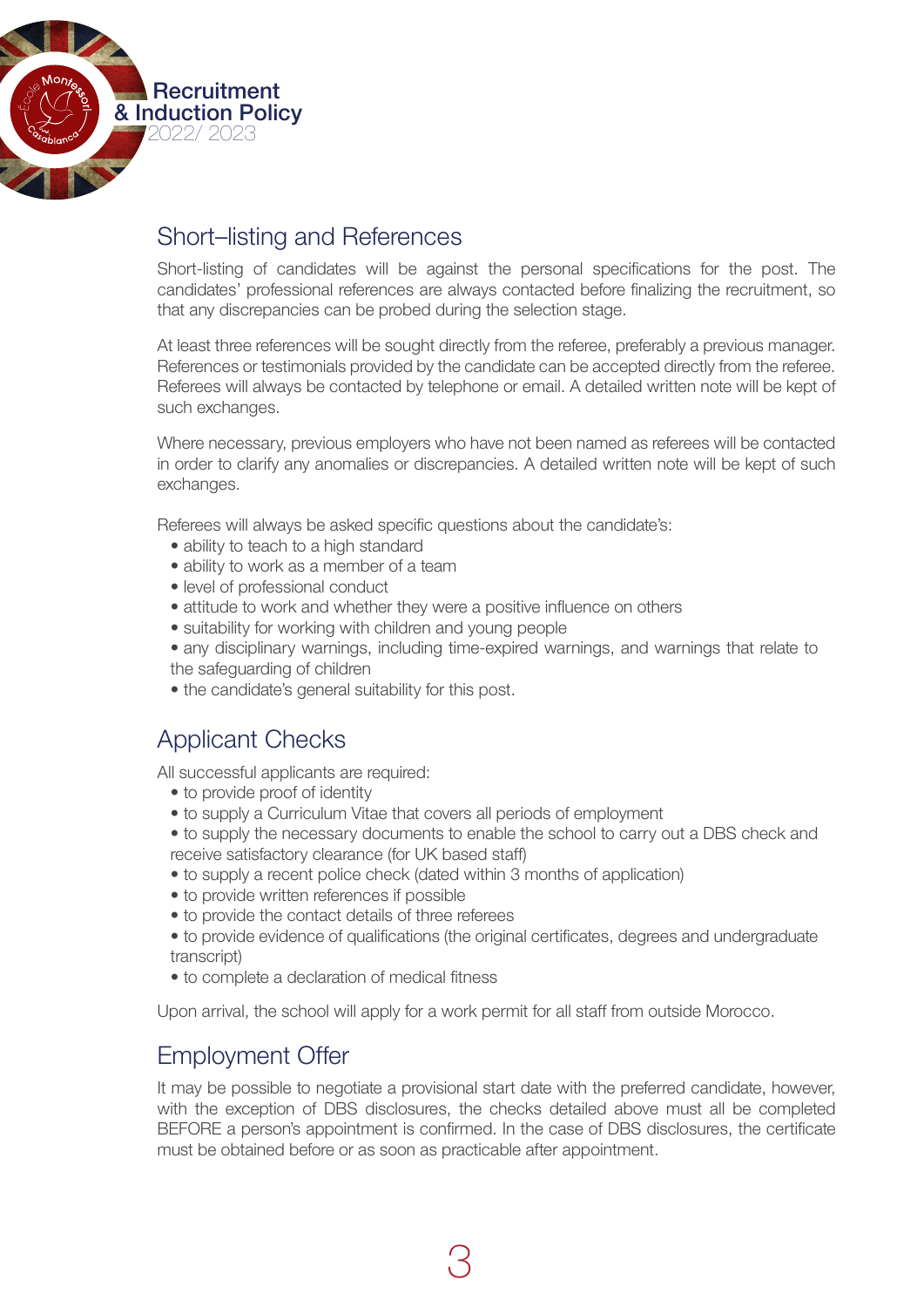## Short–listing and References

Short-listing of candidates will be against the personal specifications for the post. The candidates' professional references are always contacted before finalizing the recruitment, so that any discrepancies can be probed during the selection stage.

At least three references will be sought directly from the referee, preferably a previous manager. References or testimonials provided by the candidate can be accepted directly from the referee. Referees will always be contacted by telephone or email. A detailed written note will be kept of such exchanges.

Where necessary, previous employers who have not been named as referees will be contacted in order to clarify any anomalies or discrepancies. A detailed written note will be kept of such exchanges.

Referees will always be asked specific questions about the candidate's:

- ability to teach to a high standard
- ability to work as a member of a team
- level of professional conduct
- attitude to work and whether they were a positive influence on others
- suitability for working with children and young people
- any disciplinary warnings, including time-expired warnings, and warnings that relate to the safeguarding of children
- the candidate's general suitability for this post.

## Applicant Checks

All successful applicants are required:

- to provide proof of identity
- to supply a Curriculum Vitae that covers all periods of employment
- to supply the necessary documents to enable the school to carry out a DBS check and receive satisfactory clearance (for UK based staff)
- to supply a recent police check (dated within 3 months of application)
- to provide written references if possible
- to provide the contact details of three referees
- to provide evidence of qualifications (the original certificates, degrees and undergraduate transcript)
- to complete a declaration of medical fitness

Upon arrival, the school will apply for a work permit for all staff from outside Morocco.

## Employment Offer

It may be possible to negotiate a provisional start date with the preferred candidate, however, with the exception of DBS disclosures, the checks detailed above must all be completed BEFORE a person's appointment is confirmed. In the case of DBS disclosures, the certificate must be obtained before or as soon as practicable after appointment.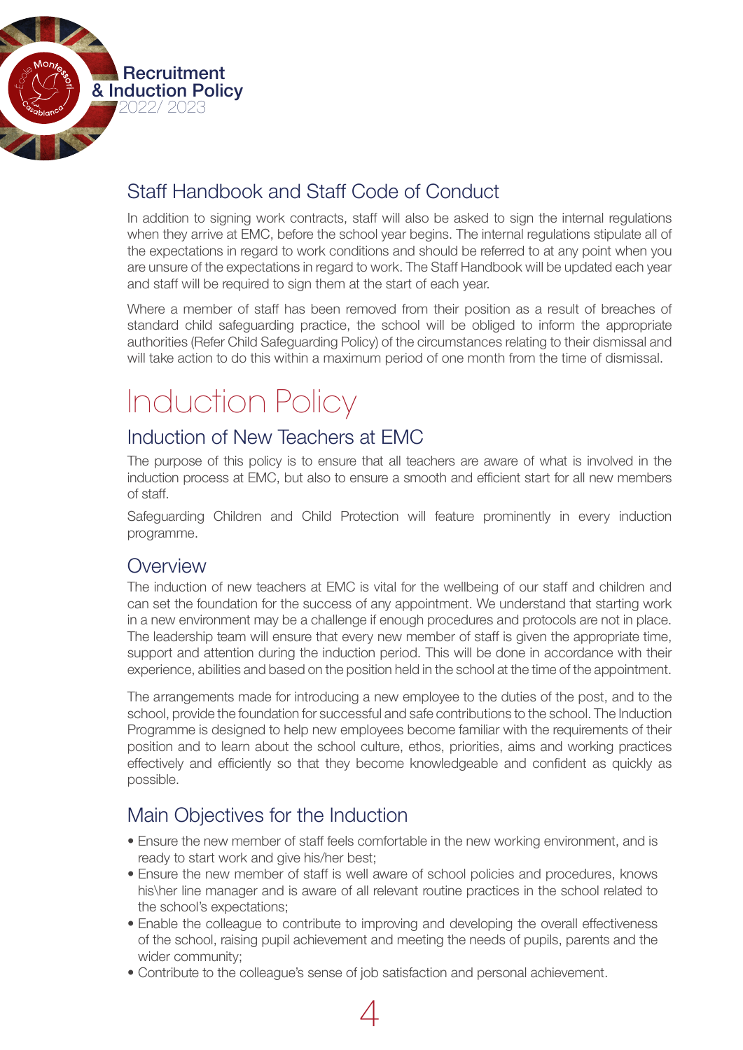## Staff Handbook and Staff Code of Conduct

In addition to signing work contracts, staff will also be asked to sign the internal regulations when they arrive at EMC, before the school year begins. The internal regulations stipulate all of the expectations in regard to work conditions and should be referred to at any point when you are unsure of the expectations in regard to work. The Staff Handbook will be updated each year and staff will be required to sign them at the start of each year.

Where a member of staff has been removed from their position as a result of breaches of standard child safeguarding practice, the school will be obliged to inform the appropriate authorities (Refer Child Safeguarding Policy) of the circumstances relating to their dismissal and will take action to do this within a maximum period of one month from the time of dismissal.

# Induction Policy

## Induction of New Teachers at EMC

The purpose of this policy is to ensure that all teachers are aware of what is involved in the induction process at EMC, but also to ensure a smooth and efficient start for all new members of staff.

Safeguarding Children and Child Protection will feature prominently in every induction programme.

## Overview

The induction of new teachers at EMC is vital for the wellbeing of our staff and children and can set the foundation for the success of any appointment. We understand that starting work in a new environment may be a challenge if enough procedures and protocols are not in place. The leadership team will ensure that every new member of staff is given the appropriate time, support and attention during the induction period. This will be done in accordance with their experience, abilities and based on the position held in the school at the time of the appointment.

The arrangements made for introducing a new employee to the duties of the post, and to the school, provide the foundation for successful and safe contributions to the school. The Induction Programme is designed to help new employees become familiar with the requirements of their position and to learn about the school culture, ethos, priorities, aims and working practices effectively and efficiently so that they become knowledgeable and confident as quickly as possible.

## Main Objectives for the Induction

- Ensure the new member of staff feels comfortable in the new working environment, and is ready to start work and give his/her best;
- Ensure the new member of staff is well aware of school policies and procedures, knows his\her line manager and is aware of all relevant routine practices in the school related to the school's expectations;
- Enable the colleague to contribute to improving and developing the overall effectiveness of the school, raising pupil achievement and meeting the needs of pupils, parents and the wider community;
- Contribute to the colleague's sense of job satisfaction and personal achievement.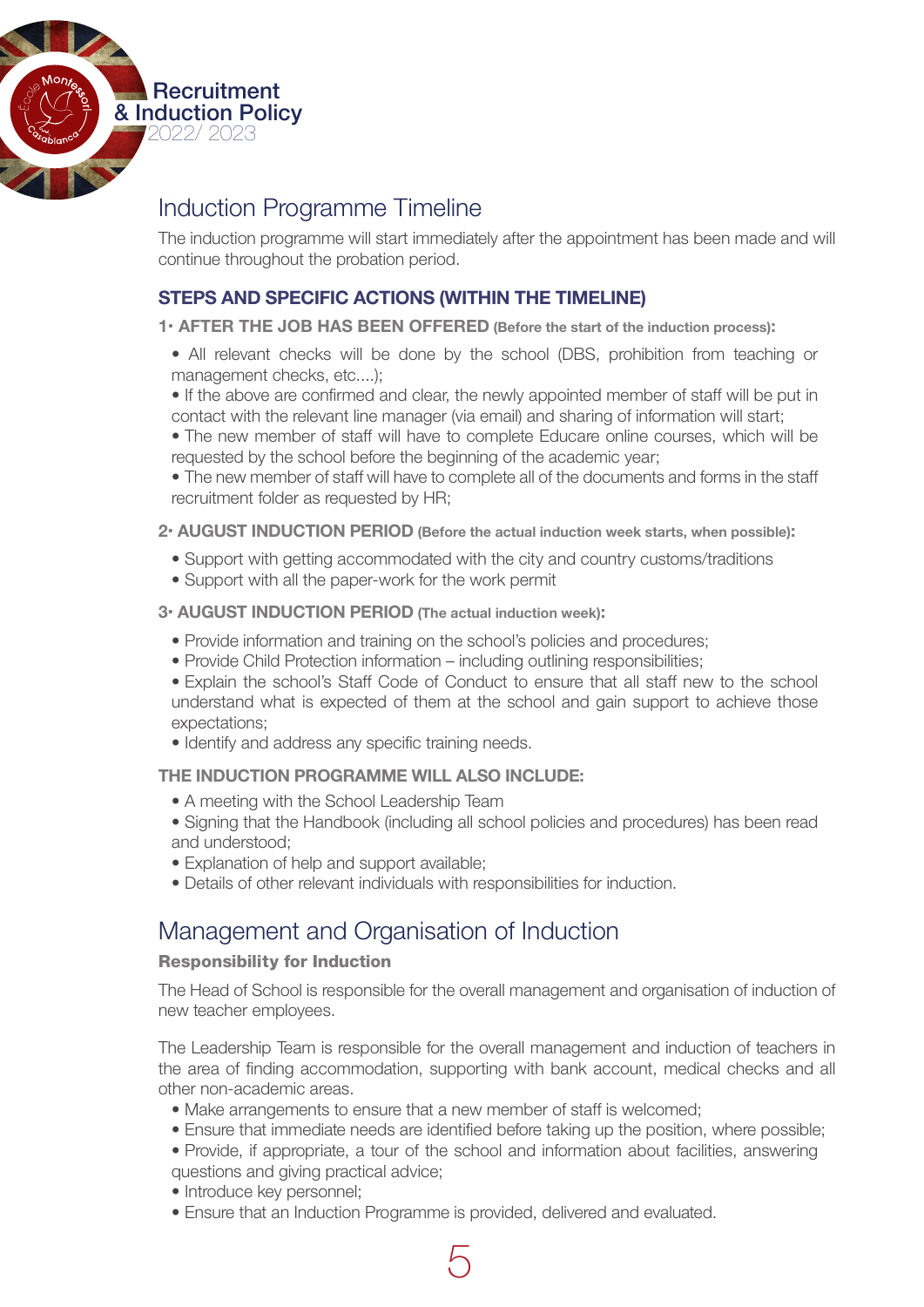## Induction Programme Timeline

The induction programme will start immediately after the appointment has been made and will continue throughout the probation period.

### STEPS AND SPECIFIC ACTIONS (WITHIN THE TIMELINE)

**1• AFTER THE JOB HAS BEEN OFFERED (Before the start of the induction process):**

- All relevant checks will be done by the school (DBS, prohibition from teaching or management checks, etc....);
- If the above are confirmed and clear, the newly appointed member of staff will be put in contact with the relevant line manager (via email) and sharing of information will start;
- The new member of staff will have to complete Educare online courses, which will be requested by the school before the beginning of the academic year;
- The new member of staff will have to complete all of the documents and forms in the staff recruitment folder as requested by HR;

**2• AUGUST INDUCTION PERIOD (Before the actual induction week starts, when possible):**

- Support with getting accommodated with the city and country customs/traditions
- Support with all the paper-work for the work permit

**3• AUGUST INDUCTION PERIOD (The actual induction week):**

- Provide information and training on the school's policies and procedures;
- Provide Child Protection information – including outlining responsibilities;
- Explain the school's Staff Code of Conduct to ensure that all staff new to the school understand what is expected of them at the school and gain support to achieve those expectations;
- Identify and address any specific training needs.

**THE INDUCTION PROGRAMME WILL ALSO INCLUDE:**

- A meeting with the School Leadership Team
- Signing that the Handbook (including all school policies and procedures) has been read and understood;
- Explanation of help and support available;
- Details of other relevant individuals with responsibilities for induction.

## Management and Organisation of Induction

**Responsibility for Induction**

The Head of School is responsible for the overall management and organisation of induction of new teacher employees.

The Leadership Team is responsible for the overall management and induction of teachers in the area of finding accommodation, supporting with bank account, medical checks and all other non-academic areas.

- Make arrangements to ensure that a new member of staff is welcomed;
- Ensure that immediate needs are identified before taking up the position, where possible;
- Provide, if appropriate, a tour of the school and information about facilities, answering questions and giving practical advice;
- Introduce key personnel;
- Ensure that an Induction Programme is provided, delivered and evaluated.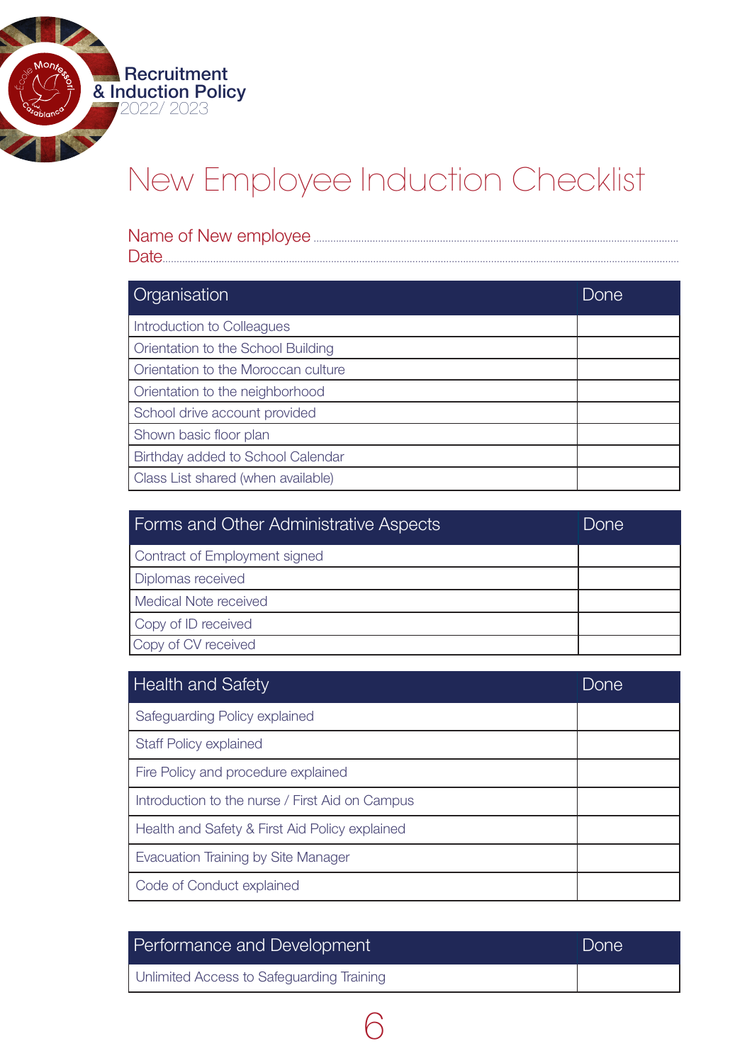# New Employee Induction Checklist

Name of New employee ..............................................................................................................

Date..............................................................................................................................................

| Organisation | Done |
|---|---|
| Introduction to Colleagues | |
| Orientation to the School Building | |
| Orientation to the Moroccan culture | |
| Orientation to the neighborhood | |
| School drive account provided | |
| Shown basic floor plan | |
| Birthday added to School Calendar | |
| Class List shared (when available) | |

| Forms and Other Administrative Aspects | Done |
|---|---|
| Contract of Employment signed | |
| Diplomas received | |
| Medical Note received | |
| Copy of ID received | |
| Copy of CV received | |

| Health and Safety | Done |
|---|---|
| Safeguarding Policy explained | |
| Staff Policy explained | |
| Fire Policy and procedure explained | |
| Introduction to the nurse / First Aid on Campus | |
| Health and Safety & First Aid Policy explained | |
| Evacuation Training by Site Manager | |
| Code of Conduct explained | |

| Performance and Development | Done |
|---|---|
| Unlimited Access to Safeguarding Training | |